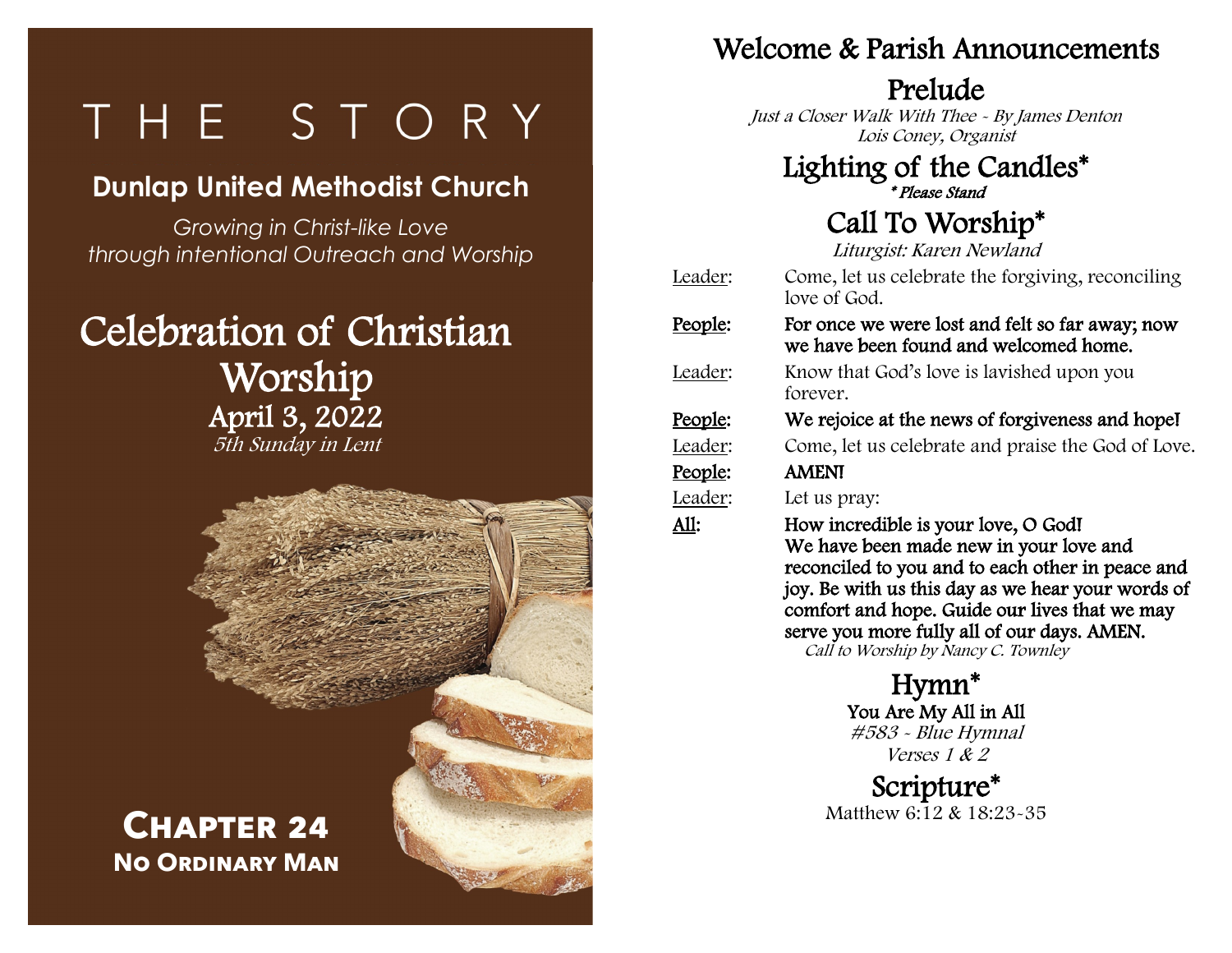# T H E S T O R Y

## Dunlap United Methodist Church

*Growing in Christ-like Love*
*through intentional Outreach and Worship*

# Celebration of Christian Worship

## April 3, 2022

*5th Sunday in Lent*

**Chapter 24**
**No Ordinary Man**

## Welcome & Parish Announcements

## Prelude

*Just a Closer Walk With Thee - By James Denton*
*Lois Coney, Organist*

## Lighting of the Candles*

*\* Please Stand*

## Call To Worship*

*Liturgist: Karen Newland*

Leader: Come, let us celebrate the forgiving, reconciling love of God.

**People: For once we were lost and felt so far away; now we have been found and welcomed home.**

Leader: Know that God's love is lavished upon you forever.

**People: We rejoice at the news of forgiveness and hope!**

Leader: Come, let us celebrate and praise the God of Love.

**People: AMEN!**

Leader: Let us pray:

**All: How incredible is your love, O God! We have been made new in your love and reconciled to you and to each other in peace and joy. Be with us this day as we hear your words of comfort and hope. Guide our lives that we may serve you more fully all of our days. AMEN.**

*Call to Worship by Nancy C. Townley*

## Hymn*

**You Are My All in All**
*#583 - Blue Hymnal*
*Verses 1 & 2*

## Scripture*

Matthew 6:12 & 18:23-35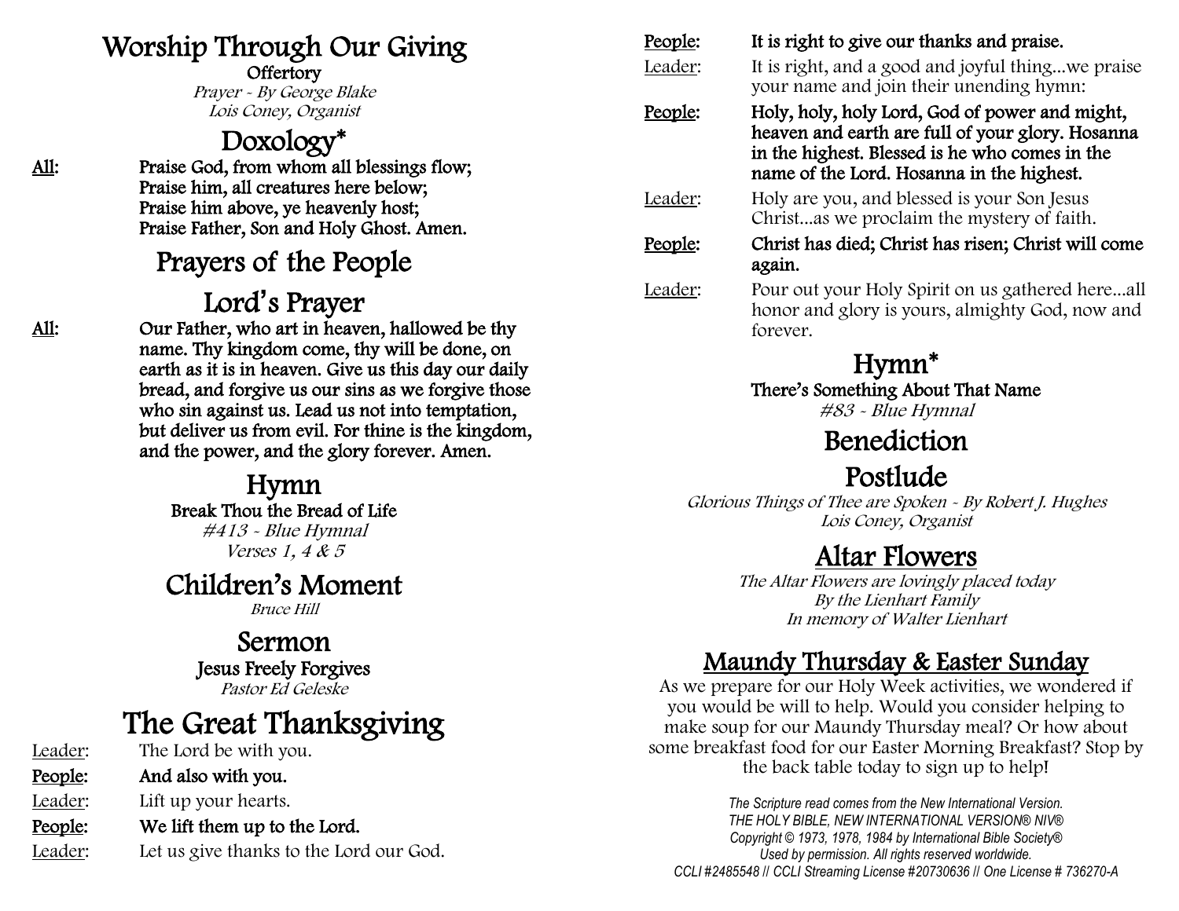# Worship Through Our Giving

**Offertory**

*Prayer - By George Blake*
*Lois Coney, Organist*

## Doxology*

**All:** **Praise God, from whom all blessings flow; Praise him, all creatures here below; Praise him above, ye heavenly host; Praise Father, Son and Holy Ghost. Amen.**

## Prayers of the People

## Lord's Prayer

**All:** **Our Father, who art in heaven, hallowed be thy name. Thy kingdom come, thy will be done, on earth as it is in heaven. Give us this day our daily bread, and forgive us our sins as we forgive those who sin against us. Lead us not into temptation, but deliver us from evil. For thine is the kingdom, and the power, and the glory forever. Amen.**

## Hymn

**Break Thou the Bread of Life**
*#413 - Blue Hymnal*
*Verses 1, 4 & 5*

## Children's Moment

*Bruce Hill*

## Sermon

**Jesus Freely Forgives**
*Pastor Ed Geleske*

## The Great Thanksgiving

Leader: The Lord be with you.

**People:** **And also with you.**

Leader: Lift up your hearts.

**People:** **We lift them up to the Lord.**

Leader: Let us give thanks to the Lord our God.

**People:** **It is right to give our thanks and praise.**

Leader: It is right, and a good and joyful thing...we praise your name and join their unending hymn:

**People:** **Holy, holy, holy Lord, God of power and might, heaven and earth are full of your glory. Hosanna in the highest. Blessed is he who comes in the name of the Lord. Hosanna in the highest.**

Leader: Holy are you, and blessed is your Son Jesus Christ...as we proclaim the mystery of faith.

**People:** **Christ has died; Christ has risen; Christ will come again.**

Leader: Pour out your Holy Spirit on us gathered here...all honor and glory is yours, almighty God, now and forever.

## Hymn*

**There's Something About That Name**
*#83 - Blue Hymnal*

## Benediction

## Postlude

*Glorious Things of Thee are Spoken - By Robert J. Hughes*
*Lois Coney, Organist*

## Altar Flowers

*The Altar Flowers are lovingly placed today*
*By the Lienhart Family*
*In memory of Walter Lienhart*

## Maundy Thursday & Easter Sunday

As we prepare for our Holy Week activities, we wondered if you would be will to help. Would you consider helping to make soup for our Maundy Thursday meal? Or how about some breakfast food for our Easter Morning Breakfast? Stop by the back table today to sign up to help!

*The Scripture read comes from the New International Version.*
*THE HOLY BIBLE, NEW INTERNATIONAL VERSION® NIV®*
*Copyright © 1973, 1978, 1984 by International Bible Society®*
*Used by permission. All rights reserved worldwide.*
*CCLI #2485548 // CCLI Streaming License #20730636 // One License # 736270-A*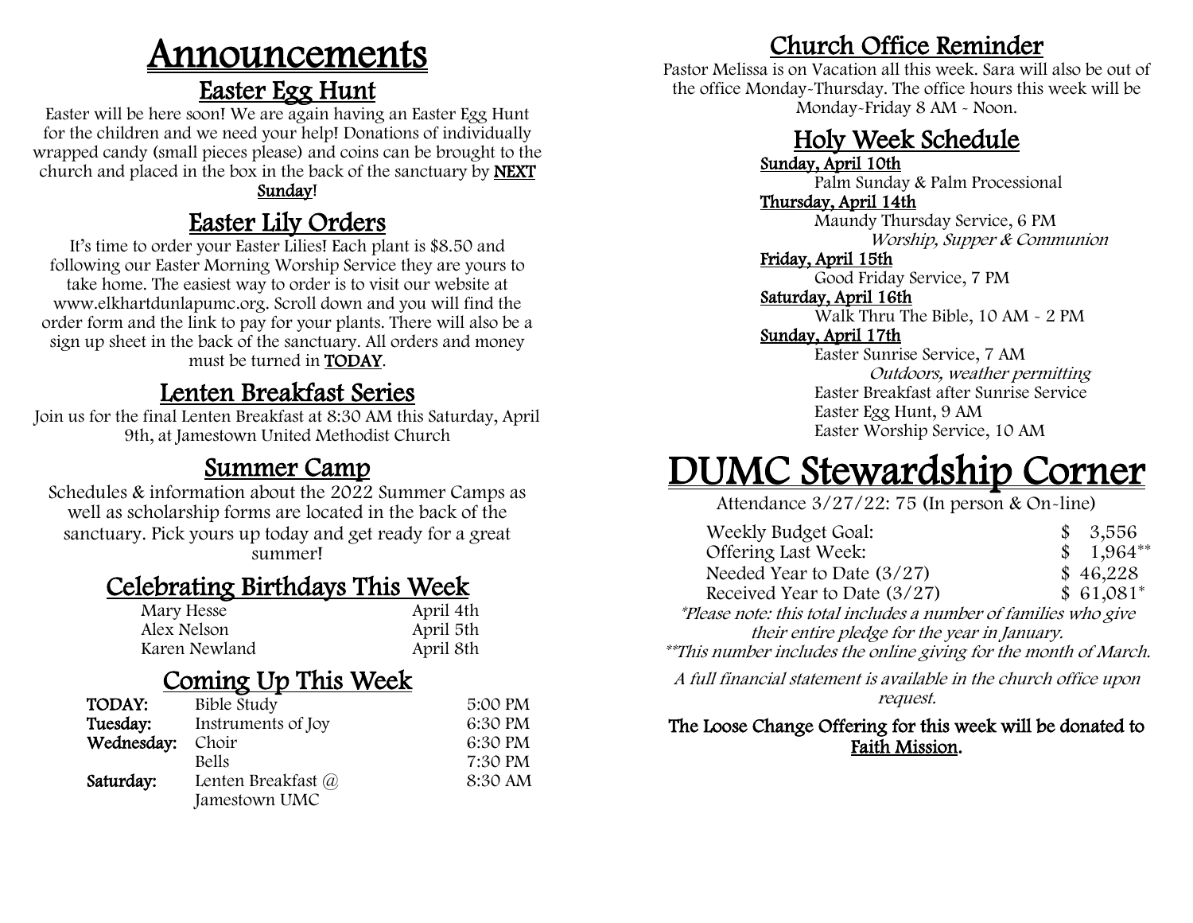# Announcements

## Easter Egg Hunt

Easter will be here soon! We are again having an Easter Egg Hunt for the children and we need your help! Donations of individually wrapped candy (small pieces please) and coins can be brought to the church and placed in the box in the back of the sanctuary by **NEXT Sunday**!

## Easter Lily Orders

It's time to order your Easter Lilies! Each plant is $8.50 and following our Easter Morning Worship Service they are yours to take home. The easiest way to order is to visit our website at www.elkhartdunlapumc.org. Scroll down and you will find the order form and the link to pay for your plants. There will also be a sign up sheet in the back of the sanctuary. All orders and money must be turned in **TODAY**.

## Lenten Breakfast Series

Join us for the final Lenten Breakfast at 8:30 AM this Saturday, April 9th, at Jamestown United Methodist Church

## Summer Camp

Schedules & information about the 2022 Summer Camps as well as scholarship forms are located in the back of the sanctuary. Pick yours up today and get ready for a great summer!

## Celebrating Birthdays This Week

| | |
|---|---|
| Mary Hesse | April 4th |
| Alex Nelson | April 5th |
| Karen Newland | April 8th |

## Coming Up This Week

| | | |
|---|---|---|
| **TODAY:** | Bible Study | 5:00 PM |
| **Tuesday:** | Instruments of Joy | 6:30 PM |
| **Wednesday:** | Choir | 6:30 PM |
| | Bells | 7:30 PM |
| **Saturday:** | Lenten Breakfast @ Jamestown UMC | 8:30 AM |

## Church Office Reminder

Pastor Melissa is on Vacation all this week. Sara will also be out of the office Monday-Thursday. The office hours this week will be Monday-Friday 8 AM - Noon.

## Holy Week Schedule

**Sunday, April 10th**
Palm Sunday & Palm Processional

**Thursday, April 14th**
Maundy Thursday Service, 6 PM
*Worship, Supper & Communion*

**Friday, April 15th**
Good Friday Service, 7 PM

**Saturday, April 16th**
Walk Thru The Bible, 10 AM - 2 PM

**Sunday, April 17th**
Easter Sunrise Service, 7 AM
*Outdoors, weather permitting*
Easter Breakfast after Sunrise Service
Easter Egg Hunt, 9 AM
Easter Worship Service, 10 AM

# DUMC Stewardship Corner

Attendance 3/27/22: 75 (In person & On-line)

| | |
|---|---|
| Weekly Budget Goal: | $ 3,556 |
| Offering Last Week: | $ 1,964** |
| Needed Year to Date (3/27) | $ 46,228 |
| Received Year to Date (3/27) | $ 61,081* |

*\*Please note: this total includes a number of families who give their entire pledge for the year in January.*

*\*\*This number includes the online giving for the month of March.*

*A full financial statement is available in the church office upon request.*

**The Loose Change Offering for this week will be donated to Faith Mission.**